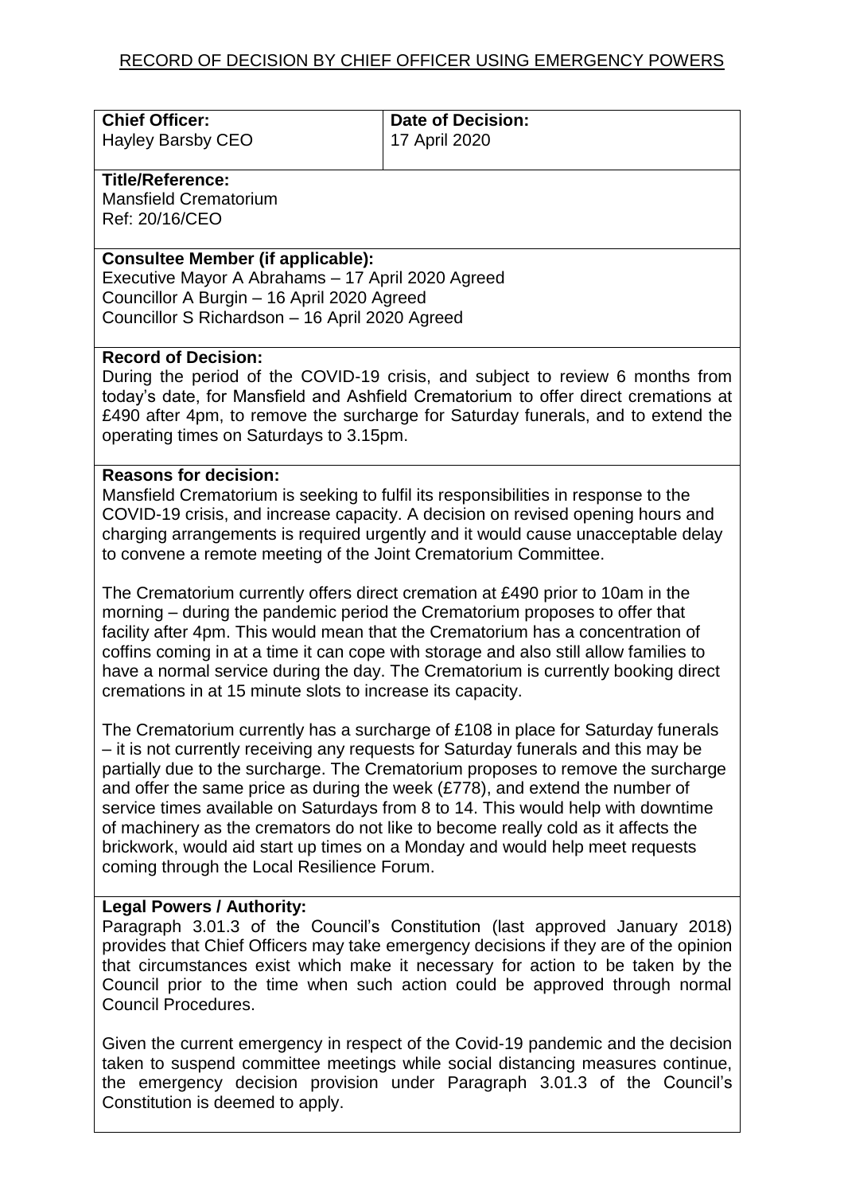# RECORD OF DECISION BY CHIEF OFFICER USING EMERGENCY POWERS

| **Chief Officer:** Hayley Barsby CEO | **Date of Decision:** 17 April 2020 |
|---|---|

**Title/Reference:**
Mansfield Crematorium
Ref: 20/16/CEO

**Consultee Member (if applicable):**
Executive Mayor A Abrahams – 17 April 2020 Agreed
Councillor A Burgin – 16 April 2020 Agreed
Councillor S Richardson – 16 April 2020 Agreed

**Record of Decision:**
During the period of the COVID-19 crisis, and subject to review 6 months from today's date, for Mansfield and Ashfield Crematorium to offer direct cremations at £490 after 4pm, to remove the surcharge for Saturday funerals, and to extend the operating times on Saturdays to 3.15pm.

**Reasons for decision:**
Mansfield Crematorium is seeking to fulfil its responsibilities in response to the COVID-19 crisis, and increase capacity. A decision on revised opening hours and charging arrangements is required urgently and it would cause unacceptable delay to convene a remote meeting of the Joint Crematorium Committee.

The Crematorium currently offers direct cremation at £490 prior to 10am in the morning – during the pandemic period the Crematorium proposes to offer that facility after 4pm. This would mean that the Crematorium has a concentration of coffins coming in at a time it can cope with storage and also still allow families to have a normal service during the day. The Crematorium is currently booking direct cremations in at 15 minute slots to increase its capacity.

The Crematorium currently has a surcharge of £108 in place for Saturday funerals – it is not currently receiving any requests for Saturday funerals and this may be partially due to the surcharge. The Crematorium proposes to remove the surcharge and offer the same price as during the week (£778), and extend the number of service times available on Saturdays from 8 to 14. This would help with downtime of machinery as the cremators do not like to become really cold as it affects the brickwork, would aid start up times on a Monday and would help meet requests coming through the Local Resilience Forum.

**Legal Powers / Authority:**
Paragraph 3.01.3 of the Council's Constitution (last approved January 2018) provides that Chief Officers may take emergency decisions if they are of the opinion that circumstances exist which make it necessary for action to be taken by the Council prior to the time when such action could be approved through normal Council Procedures.

Given the current emergency in respect of the Covid-19 pandemic and the decision taken to suspend committee meetings while social distancing measures continue, the emergency decision provision under Paragraph 3.01.3 of the Council's Constitution is deemed to apply.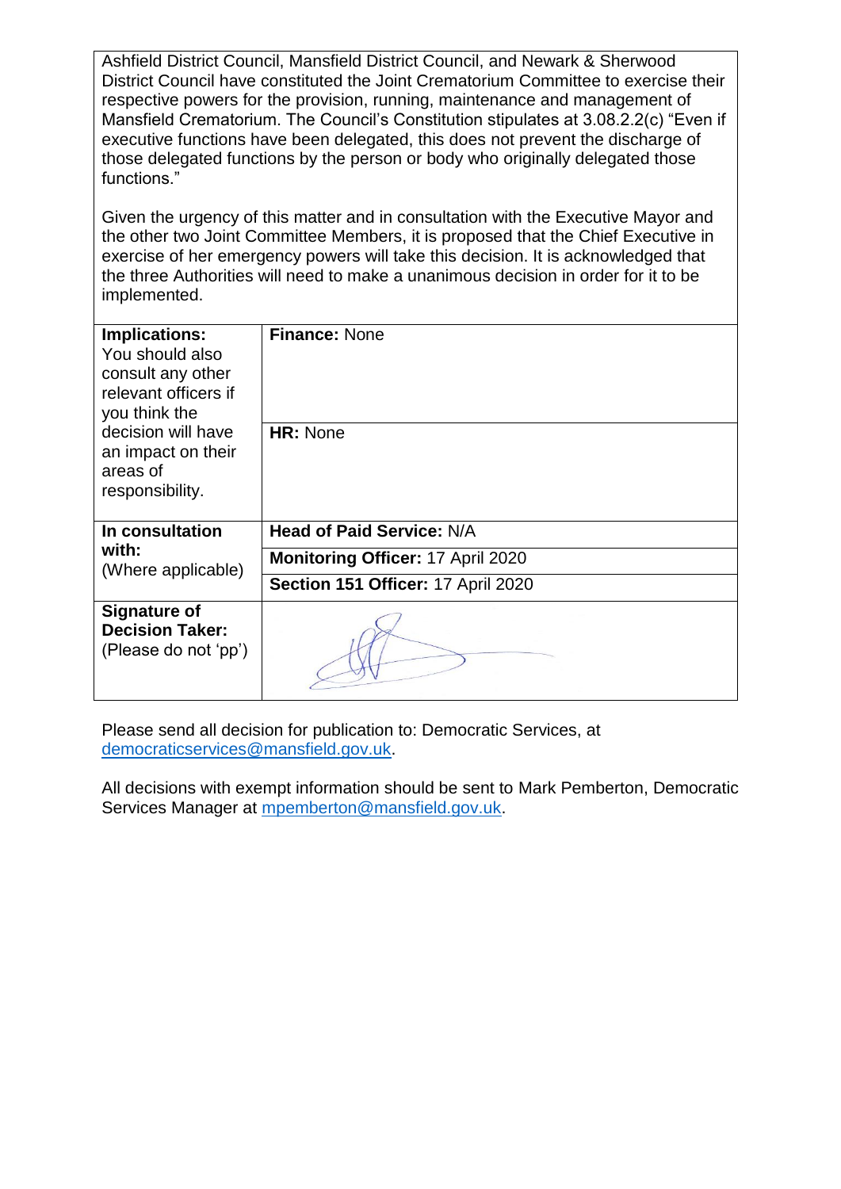| | |
|---|---|
| Ashfield District Council, Mansfield District Council, and Newark & Sherwood District Council have constituted the Joint Crematorium Committee to exercise their respective powers for the provision, running, maintenance and management of Mansfield Crematorium. The Council's Constitution stipulates at 3.08.2.2(c) "Even if executive functions have been delegated, this does not prevent the discharge of those delegated functions by the person or body who originally delegated those functions."<br><br>Given the urgency of this matter and in consultation with the Executive Mayor and the other two Joint Committee Members, it is proposed that the Chief Executive in exercise of her emergency powers will take this decision. It is acknowledged that the three Authorities will need to make a unanimous decision in order for it to be implemented. | |
| **Implications:** You should also consult any other relevant officers if you think the decision will have an impact on their areas of responsibility. | **Finance:** None |
| | **HR:** None |
| **In consultation with:** (Where applicable) | **Head of Paid Service:** N/A |
| | **Monitoring Officer:** 17 April 2020 |
| | **Section 151 Officer:** 17 April 2020 |
| **Signature of Decision Taker:** (Please do not 'pp') | |

Please send all decision for publication to: Democratic Services, at democraticservices@mansfield.gov.uk.

All decisions with exempt information should be sent to Mark Pemberton, Democratic Services Manager at mpemberton@mansfield.gov.uk.